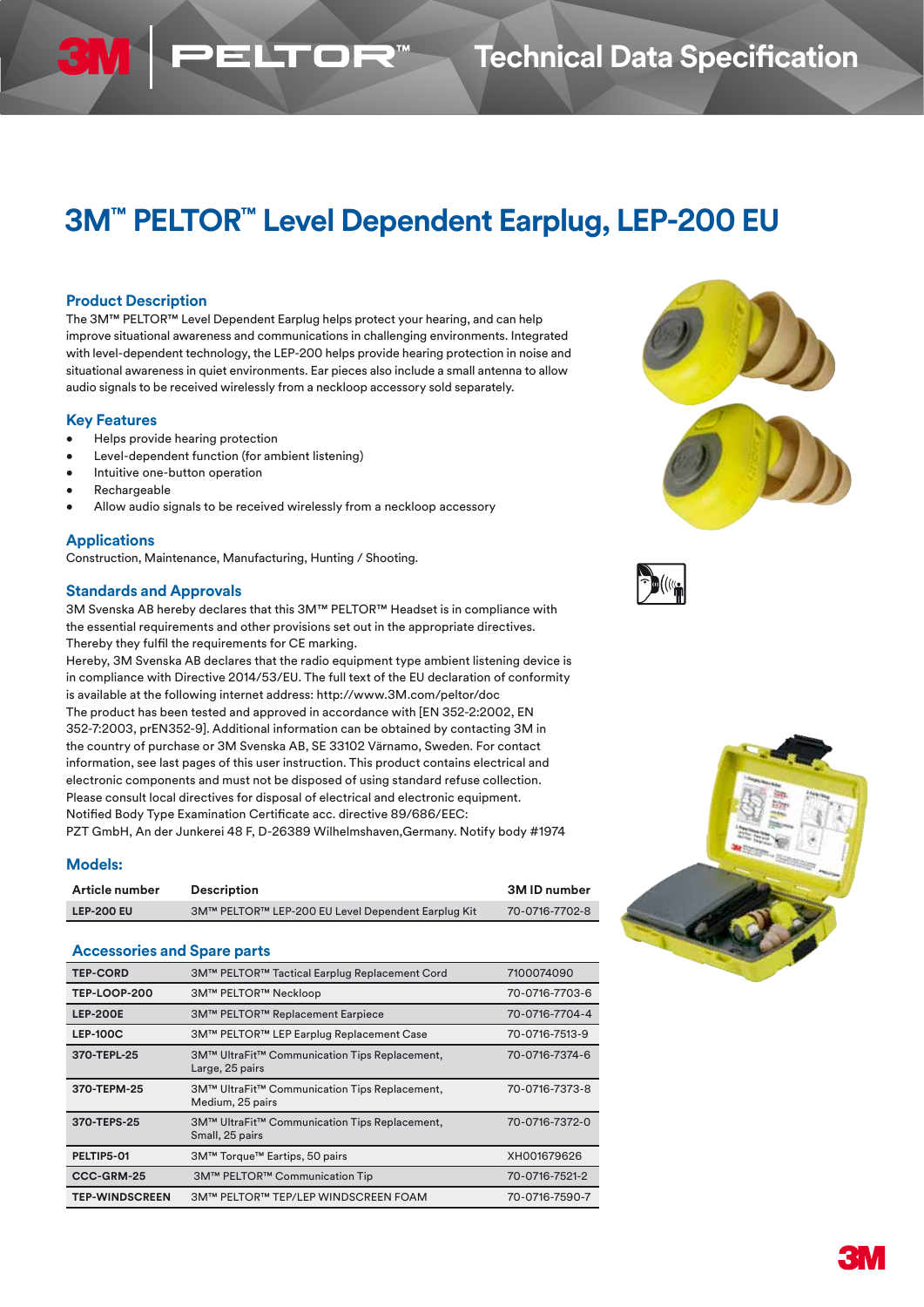# 3M™ PELTOR™ Level Dependent Earplug, LEP-200 EU

## Product Description

The 3M™ PELTOR™ Level Dependent Earplug helps protect your hearing, and can help improve situational awareness and communications in challenging environments. Integrated with level-dependent technology, the LEP-200 helps provide hearing protection in noise and situational awareness in quiet environments. Ear pieces also include a small antenna to allow audio signals to be received wirelessly from a neckloop accessory sold separately.

## Key Features

- Helps provide hearing protection
- Level-dependent function (for ambient listening)
- Intuitive one-button operation
- Rechargeable
- Allow audio signals to be received wirelessly from a neckloop accessory

## Applications

Construction, Maintenance, Manufacturing, Hunting / Shooting.

## Standards and Approvals

3M Svenska AB hereby declares that this 3M™ PELTOR™ Headset is in compliance with the essential requirements and other provisions set out in the appropriate directives. Thereby they fulfil the requirements for CE marking.
Hereby, 3M Svenska AB declares that the radio equipment type ambient listening device is in compliance with Directive 2014/53/EU. The full text of the EU declaration of conformity is available at the following internet address: http://www.3M.com/peltor/doc
The product has been tested and approved in accordance with [EN 352-2:2002, EN 352-7:2003, prEN352-9]. Additional information can be obtained by contacting 3M in the country of purchase or 3M Svenska AB, SE 33102 Värnamo, Sweden. For contact information, see last pages of this user instruction. This product contains electrical and electronic components and must not be disposed of using standard refuse collection. Please consult local directives for disposal of electrical and electronic equipment.
Notified Body Type Examination Certificate acc. directive 89/686/EEC:
PZT GmbH, An der Junkerei 48 F, D-26389 Wilhelmshaven,Germany. Notify body #1974

## Models:

| Article number | Description | 3M ID number |
|---|---|---|
| LEP-200 EU | 3M™ PELTOR™ LEP-200 EU Level Dependent Earplug Kit | 70-0716-7702-8 |

## Accessories and Spare parts

| | | |
|---|---|---|
| TEP-CORD | 3M™ PELTOR™ Tactical Earplug Replacement Cord | 7100074090 |
| TEP-LOOP-200 | 3M™ PELTOR™ Neckloop | 70-0716-7703-6 |
| LEP-200E | 3M™ PELTOR™ Replacement Earpiece | 70-0716-7704-4 |
| LEP-100C | 3M™ PELTOR™ LEP Earplug Replacement Case | 70-0716-7513-9 |
| 370-TEPL-25 | 3M™ UltraFit™ Communication Tips Replacement, Large, 25 pairs | 70-0716-7374-6 |
| 370-TEPM-25 | 3M™ UltraFit™ Communication Tips Replacement, Medium, 25 pairs | 70-0716-7373-8 |
| 370-TEPS-25 | 3M™ UltraFit™ Communication Tips Replacement, Small, 25 pairs | 70-0716-7372-0 |
| PELTIP5-01 | 3M™ Torque™ Eartips, 50 pairs | XH001679626 |
| CCC-GRM-25 | 3M™ PELTOR™ Communication Tip | 70-0716-7521-2 |
| TEP-WINDSCREEN | 3M™ PELTOR™ TEP/LEP WINDSCREEN FOAM | 70-0716-7590-7 |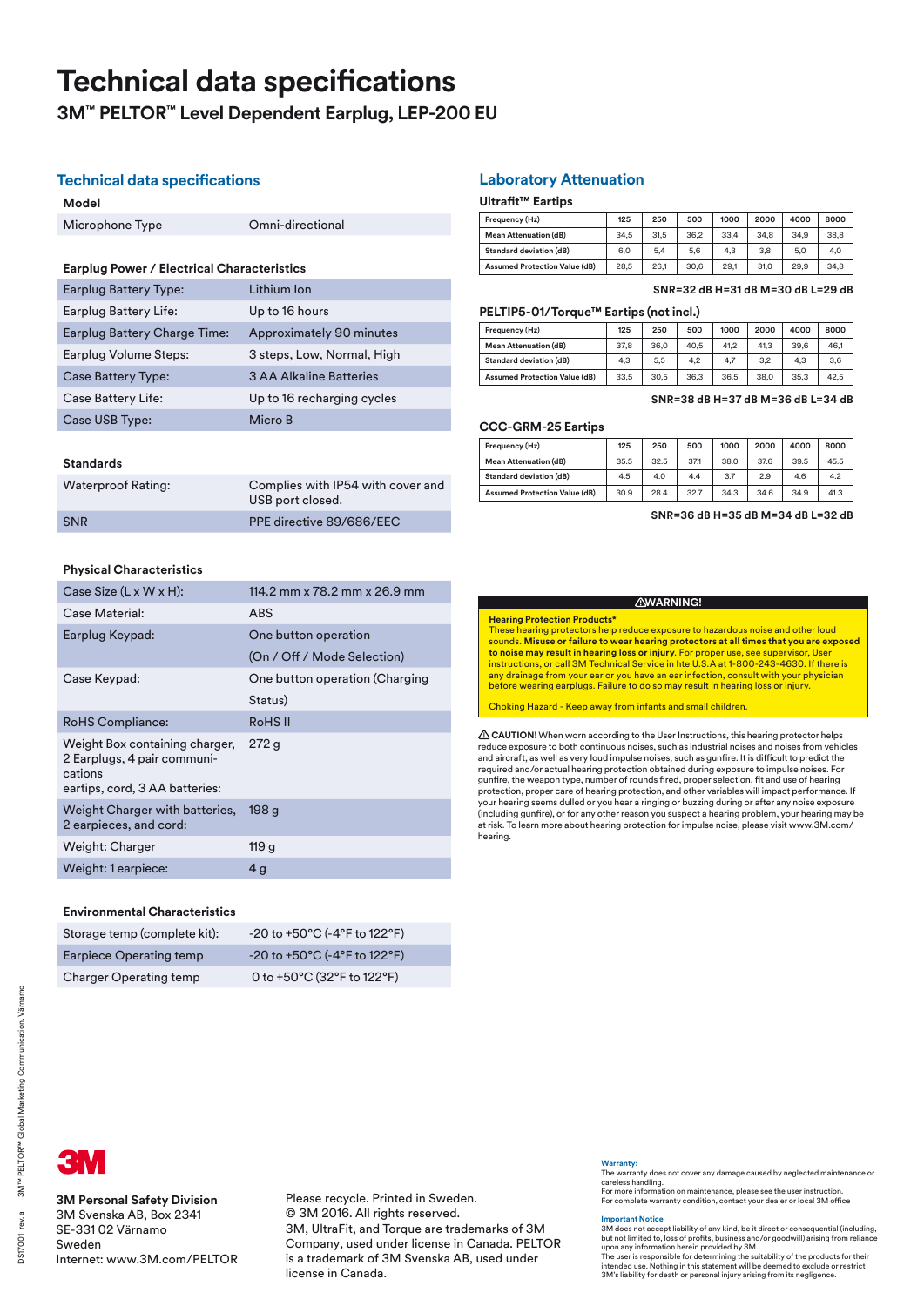# Technical data specifications

## 3M™ PELTOR™ Level Dependent Earplug, LEP-200 EU

## Technical data specifications

| Model | |
|---|---|
| Microphone Type | Omni-directional |

| Earplug Power / Electrical Characteristics | |
|---|---|
| Earplug Battery Type: | Lithium Ion |
| Earplug Battery Life: | Up to 16 hours |
| Earplug Battery Charge Time: | Approximately 90 minutes |
| Earplug Volume Steps: | 3 steps, Low, Normal, High |
| Case Battery Type: | 3 AA Alkaline Batteries |
| Case Battery Life: | Up to 16 recharging cycles |
| Case USB Type: | Micro B |

| Standards | |
|---|---|
| Waterproof Rating: | Complies with IP54 with cover and USB port closed. |
| SNR | PPE directive 89/686/EEC |

| Physical Characteristics | |
|---|---|
| Case Size (L x W x H): | 114.2 mm x 78.2 mm x 26.9 mm |
| Case Material: | ABS |
| Earplug Keypad: | One button operation (On / Off / Mode Selection) |
| Case Keypad: | One button operation (Charging Status) |
| RoHS Compliance: | RoHS II |
| Weight Box containing charger, 2 Earplugs, 4 pair communications eartips, cord, 3 AA batteries: | 272 g |
| Weight Charger with batteries, 2 earpieces, and cord: | 198 g |
| Weight: Charger | 119 g |
| Weight: 1 earpiece: | 4 g |

| Environmental Characteristics | |
|---|---|
| Storage temp (complete kit): | -20 to +50°C (-4°F to 122°F) |
| Earpiece Operating temp | -20 to +50°C (-4°F to 122°F) |
| Charger Operating temp | 0 to +50°C (32°F to 122°F) |

## Laboratory Attenuation

### Ultrafit™ Eartips

| Frequency (Hz) | 125 | 250 | 500 | 1000 | 2000 | 4000 | 8000 |
|---|---|---|---|---|---|---|---|
| Mean Attenuation (dB) | 34,5 | 31,5 | 36,2 | 33,4 | 34,8 | 34,9 | 38,8 |
| Standard deviation (dB) | 6,0 | 5,4 | 5,6 | 4,3 | 3,8 | 5,0 | 4,0 |
| Assumed Protection Value (dB) | 28,5 | 26,1 | 30,6 | 29,1 | 31,0 | 29,9 | 34,8 |

**SNR=32 dB H=31 dB M=30 dB L=29 dB**

### PELTIP5-01/Torque™ Eartips (not incl.)

| Frequency (Hz) | 125 | 250 | 500 | 1000 | 2000 | 4000 | 8000 |
|---|---|---|---|---|---|---|---|
| Mean Attenuation (dB) | 37,8 | 36,0 | 40,5 | 41,2 | 41,3 | 39,6 | 46,1 |
| Standard deviation (dB) | 4,3 | 5,5 | 4,2 | 4,7 | 3,2 | 4,3 | 3,6 |
| Assumed Protection Value (dB) | 33,5 | 30,5 | 36,3 | 36,5 | 38,0 | 35,3 | 42,5 |

**SNR=38 dB H=37 dB M=36 dB L=34 dB**

### CCC-GRM-25 Eartips

| Frequency (Hz) | 125 | 250 | 500 | 1000 | 2000 | 4000 | 8000 |
|---|---|---|---|---|---|---|---|
| Mean Attenuation (dB) | 35.5 | 32.5 | 37.1 | 38.0 | 37.6 | 39.5 | 45.5 |
| Standard deviation (dB) | 4.5 | 4.0 | 4.4 | 3.7 | 2.9 | 4.6 | 4.2 |
| Assumed Protection Value (dB) | 30.9 | 28.4 | 32.7 | 34.3 | 34.6 | 34.9 | 41.3 |

**SNR=36 dB H=35 dB M=34 dB L=32 dB**

**⚠WARNING!**

**Hearing Protection Products***
These hearing protectors help reduce exposure to hazardous noise and other loud sounds. **Misuse or failure to wear hearing protectors at all times that you are exposed to noise may result in hearing loss or injury**. For proper use, see supervisor, User instructions, or call 3M Technical Service in hte U.S.A at 1-800-243-4630. If there is any drainage from your ear or you have an ear infection, consult with your physician before wearing earplugs. Failure to do so may result in hearing loss or injury.

Choking Hazard - Keep away from infants and small children.

⚠ **CAUTION!** When worn according to the User Instructions, this hearing protector helps reduce exposure to both continuous noises, such as industrial noises and noises from vehicles and aircraft, as well as very loud impulse noises, such as gunfire. It is difficult to predict the required and/or actual hearing protection obtained during exposure to impulse noises. For gunfire, the weapon type, number of rounds fired, proper selection, fit and use of hearing protection, proper care of hearing protection, and other variables will impact performance. If your hearing seems dulled or you hear a ringing or buzzing during or after any noise exposure (including gunfire), or for any other reason you suspect a hearing problem, your hearing may be at risk. To learn more about hearing protection for impulse noise, please visit www.3M.com/hearing.

**3M Personal Safety Division**
3M Svenska AB, Box 2341
SE-331 02 Värnamo
Sweden
Internet: www.3M.com/PELTOR

Please recycle. Printed in Sweden.
© 3M 2016. All rights reserved.
3M, UltraFit, and Torque are trademarks of 3M Company, used under license in Canada. PELTOR is a trademark of 3M Svenska AB, used under license in Canada.

**Warranty:**
The warranty does not cover any damage caused by neglected maintenance or careless handling.
For more information on maintenance, please see the user instruction.
For complete warranty condition, contact your dealer or local 3M office

**Important Notice**
3M does not accept liability of any kind, be it direct or consequential (including, but not limited to, loss of profits, business and/or goodwill) arising from reliance upon any information herein provided by 3M.
The user is responsible for determining the suitability of the products for their intended use. Nothing in this statement will be deemed to exclude or restrict 3M's liability for death or personal injury arising from its negligence.

DS17001 rev. a 3M™ PELTOR™ Global Marketing Communication, Värnamo